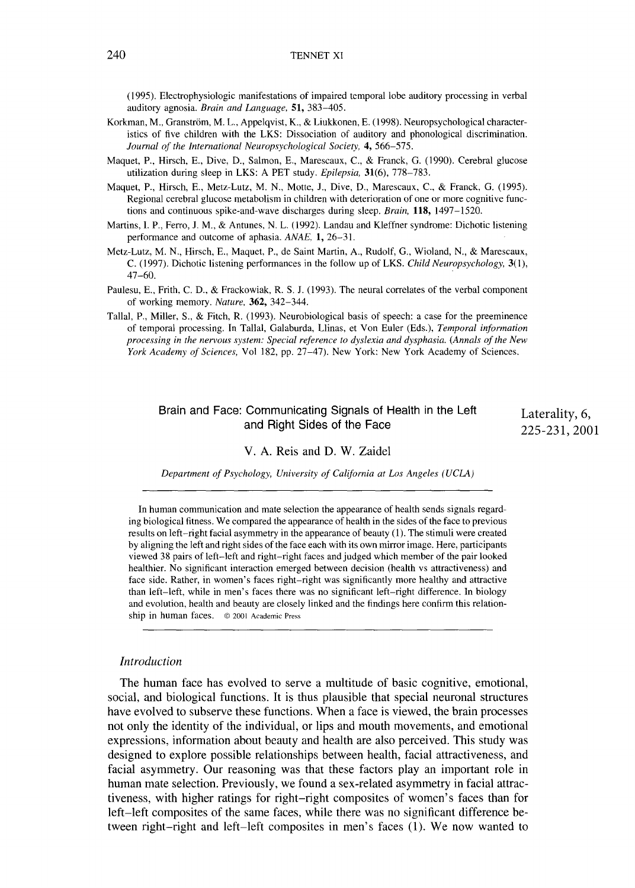(1995). Electrophysiologic manifestations of impaired temporal lobe auditory processing in verbal auditory agnosia. *Brain and Language,* **51,** 383–405.

Korkman, M., Granström, M. L., Appelqvist, K., & Liukkonen, E. (1998). Neuropsychological characteristics of five children with the LKS: Dissociation of auditory and phonological discrimination. *Journal of the International Neuropsychological Society,* **4,** 566–575.

Maquet, P., Hirsch, E., Dive, D., Salmon, E., Marescaux, C., & Franck, G. (1990). Cerebral glucose utilization during sleep in LKS: A PET study. *Epilepsia,* **31**(6), 778–783.

Maquet, P., Hirsch, E., Metz-Lutz, M. N., Motte, J., Dive, D., Marescaux, C., & Franck, G. (1995). Regional cerebral glucose metabolism in children with deterioration of one or more cognitive functions and continuous spike-and-wave discharges during sleep. *Brain,* **118,** 1497–1520.

Martins, I. P., Ferro, J. M., & Antunes, N. L. (1992). Landau and Kleffner syndrome: Dichotic listening performance and outcome of aphasia. *ANAE,* **1,** 26–31.

Metz-Lutz, M. N., Hirsch, E., Maquet, P., de Saint Martin, A., Rudolf, G., Wioland, N., & Marescaux, C. (1997). Dichotic listening performances in the follow up of LKS. *Child Neuropsychology,* **3**(1), 47–60.

Paulesu, E., Frith, C. D., & Frackowiak, R. S. J. (1993). The neural correlates of the verbal component of working memory. *Nature,* **362,** 342–344.

Tallal, P., Miller, S., & Fitch, R. (1993). Neurobiological basis of speech: a case for the preeminence of temporal processing. In Tallal, Galaburda, Llinas, et Von Euler (Eds.), *Temporal information processing in the nervous system: Special reference to dyslexia and dysphasia.* (*Annals of the New York Academy of Sciences,* Vol 182, pp. 27–47). New York: New York Academy of Sciences.

## Brain and Face: Communicating Signals of Health in the Left and Right Sides of the Face

Laterality, 6, 225-231, 2001

V. A. Reis and D. W. Zaidel

*Department of Psychology, University of California at Los Angeles (UCLA)*

In human communication and mate selection the appearance of health sends signals regarding biological fitness. We compared the appearance of health in the sides of the face to previous results on left–right facial asymmetry in the appearance of beauty (1). The stimuli were created by aligning the left and right sides of the face each with its own mirror image. Here, participants viewed 38 pairs of left–left and right–right faces and judged which member of the pair looked healthier. No significant interaction emerged between decision (health vs attractiveness) and face side. Rather, in women's faces right–right was significantly more healthy and attractive than left–left, while in men's faces there was no significant left–right difference. In biology and evolution, health and beauty are closely linked and the findings here confirm this relationship in human faces. © 2001 Academic Press

### *Introduction*

The human face has evolved to serve a multitude of basic cognitive, emotional, social, and biological functions. It is thus plausible that special neuronal structures have evolved to subserve these functions. When a face is viewed, the brain processes not only the identity of the individual, or lips and mouth movements, and emotional expressions, information about beauty and health are also perceived. This study was designed to explore possible relationships between health, facial attractiveness, and facial asymmetry. Our reasoning was that these factors play an important role in human mate selection. Previously, we found a sex-related asymmetry in facial attractiveness, with higher ratings for right–right composites of women's faces than for left–left composites of the same faces, while there was no significant difference between right–right and left–left composites in men's faces (1). We now wanted to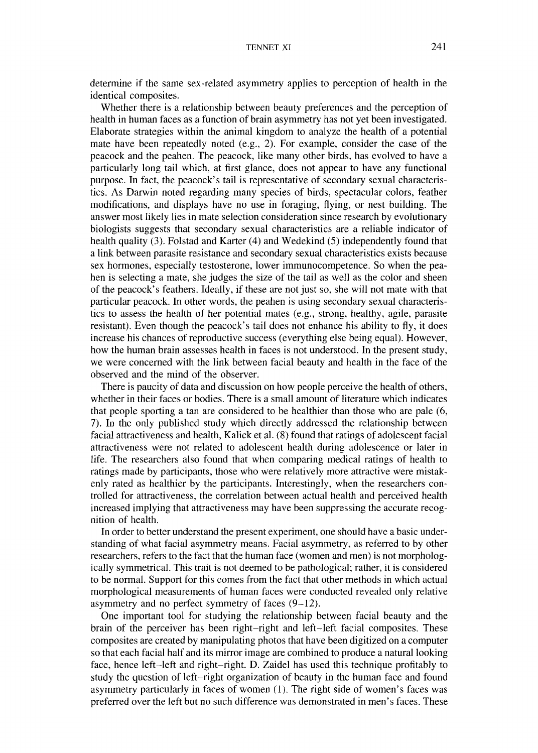determine if the same sex-related asymmetry applies to perception of health in the identical composites.

Whether there is a relationship between beauty preferences and the perception of health in human faces as a function of brain asymmetry has not yet been investigated. Elaborate strategies within the animal kingdom to analyze the health of a potential mate have been repeatedly noted (e.g., 2). For example, consider the case of the peacock and the peahen. The peacock, like many other birds, has evolved to have a particularly long tail which, at first glance, does not appear to have any functional purpose. In fact, the peacock's tail is representative of secondary sexual characteristics. As Darwin noted regarding many species of birds, spectacular colors, feather modifications, and displays have no use in foraging, flying, or nest building. The answer most likely lies in mate selection consideration since research by evolutionary biologists suggests that secondary sexual characteristics are a reliable indicator of health quality (3). Folstad and Karter (4) and Wedekind (5) independently found that a link between parasite resistance and secondary sexual characteristics exists because sex hormones, especially testosterone, lower immunocompetence. So when the peahen is selecting a mate, she judges the size of the tail as well as the color and sheen of the peacock's feathers. Ideally, if these are not just so, she will not mate with that particular peacock. In other words, the peahen is using secondary sexual characteristics to assess the health of her potential mates (e.g., strong, healthy, agile, parasite resistant). Even though the peacock's tail does not enhance his ability to fly, it does increase his chances of reproductive success (everything else being equal). However, how the human brain assesses health in faces is not understood. In the present study, we were concerned with the link between facial beauty and health in the face of the observed and the mind of the observer.

There is paucity of data and discussion on how people perceive the health of others, whether in their faces or bodies. There is a small amount of literature which indicates that people sporting a tan are considered to be healthier than those who are pale (6, 7). In the only published study which directly addressed the relationship between facial attractiveness and health, Kalick et al. (8) found that ratings of adolescent facial attractiveness were not related to adolescent health during adolescence or later in life. The researchers also found that when comparing medical ratings of health to ratings made by participants, those who were relatively more attractive were mistakenly rated as healthier by the participants. Interestingly, when the researchers controlled for attractiveness, the correlation between actual health and perceived health increased implying that attractiveness may have been suppressing the accurate recognition of health.

In order to better understand the present experiment, one should have a basic understanding of what facial asymmetry means. Facial asymmetry, as referred to by other researchers, refers to the fact that the human face (women and men) is not morphologically symmetrical. This trait is not deemed to be pathological; rather, it is considered to be normal. Support for this comes from the fact that other methods in which actual morphological measurements of human faces were conducted revealed only relative asymmetry and no perfect symmetry of faces (9–12).

One important tool for studying the relationship between facial beauty and the brain of the perceiver has been right–right and left–left facial composites. These composites are created by manipulating photos that have been digitized on a computer so that each facial half and its mirror image are combined to produce a natural looking face, hence left–left and right–right. D. Zaidel has used this technique profitably to study the question of left–right organization of beauty in the human face and found asymmetry particularly in faces of women (1). The right side of women's faces was preferred over the left but no such difference was demonstrated in men's faces. These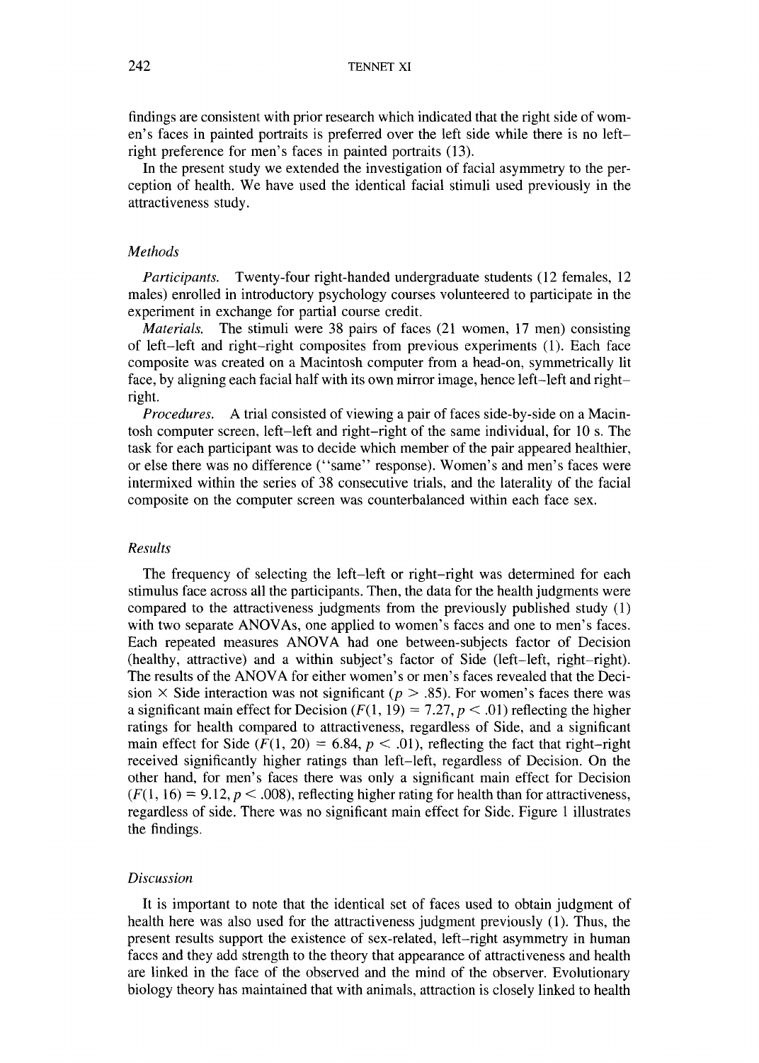findings are consistent with prior research which indicated that the right side of women's faces in painted portraits is preferred over the left side while there is no left–right preference for men's faces in painted portraits (13).

In the present study we extended the investigation of facial asymmetry to the perception of health. We have used the identical facial stimuli used previously in the attractiveness study.

### *Methods*

*Participants.* Twenty-four right-handed undergraduate students (12 females, 12 males) enrolled in introductory psychology courses volunteered to participate in the experiment in exchange for partial course credit.

*Materials.* The stimuli were 38 pairs of faces (21 women, 17 men) consisting of left–left and right–right composites from previous experiments (1). Each face composite was created on a Macintosh computer from a head-on, symmetrically lit face, by aligning each facial half with its own mirror image, hence left–left and right–right.

*Procedures.* A trial consisted of viewing a pair of faces side-by-side on a Macintosh computer screen, left–left and right–right of the same individual, for 10 s. The task for each participant was to decide which member of the pair appeared healthier, or else there was no difference (''same'' response). Women's and men's faces were intermixed within the series of 38 consecutive trials, and the laterality of the facial composite on the computer screen was counterbalanced within each face sex.

### *Results*

The frequency of selecting the left–left or right–right was determined for each stimulus face across all the participants. Then, the data for the health judgments were compared to the attractiveness judgments from the previously published study (1) with two separate ANOVAs, one applied to women's faces and one to men's faces. Each repeated measures ANOVA had one between-subjects factor of Decision (healthy, attractive) and a within subject's factor of Side (left–left, right–right). The results of the ANOVA for either women's or men's faces revealed that the Decision × Side interaction was not significant ($p > .85$). For women's faces there was a significant main effect for Decision ($F(1, 19) = 7.27, p < .01$) reflecting the higher ratings for health compared to attractiveness, regardless of Side, and a significant main effect for Side ($F(1, 20) = 6.84, p < .01$), reflecting the fact that right–right received significantly higher ratings than left–left, regardless of Decision. On the other hand, for men's faces there was only a significant main effect for Decision ($F(1, 16) = 9.12, p < .008$), reflecting higher rating for health than for attractiveness, regardless of side. There was no significant main effect for Side. Figure 1 illustrates the findings.

### *Discussion*

It is important to note that the identical set of faces used to obtain judgment of health here was also used for the attractiveness judgment previously (1). Thus, the present results support the existence of sex-related, left–right asymmetry in human faces and they add strength to the theory that appearance of attractiveness and health are linked in the face of the observed and the mind of the observer. Evolutionary biology theory has maintained that with animals, attraction is closely linked to health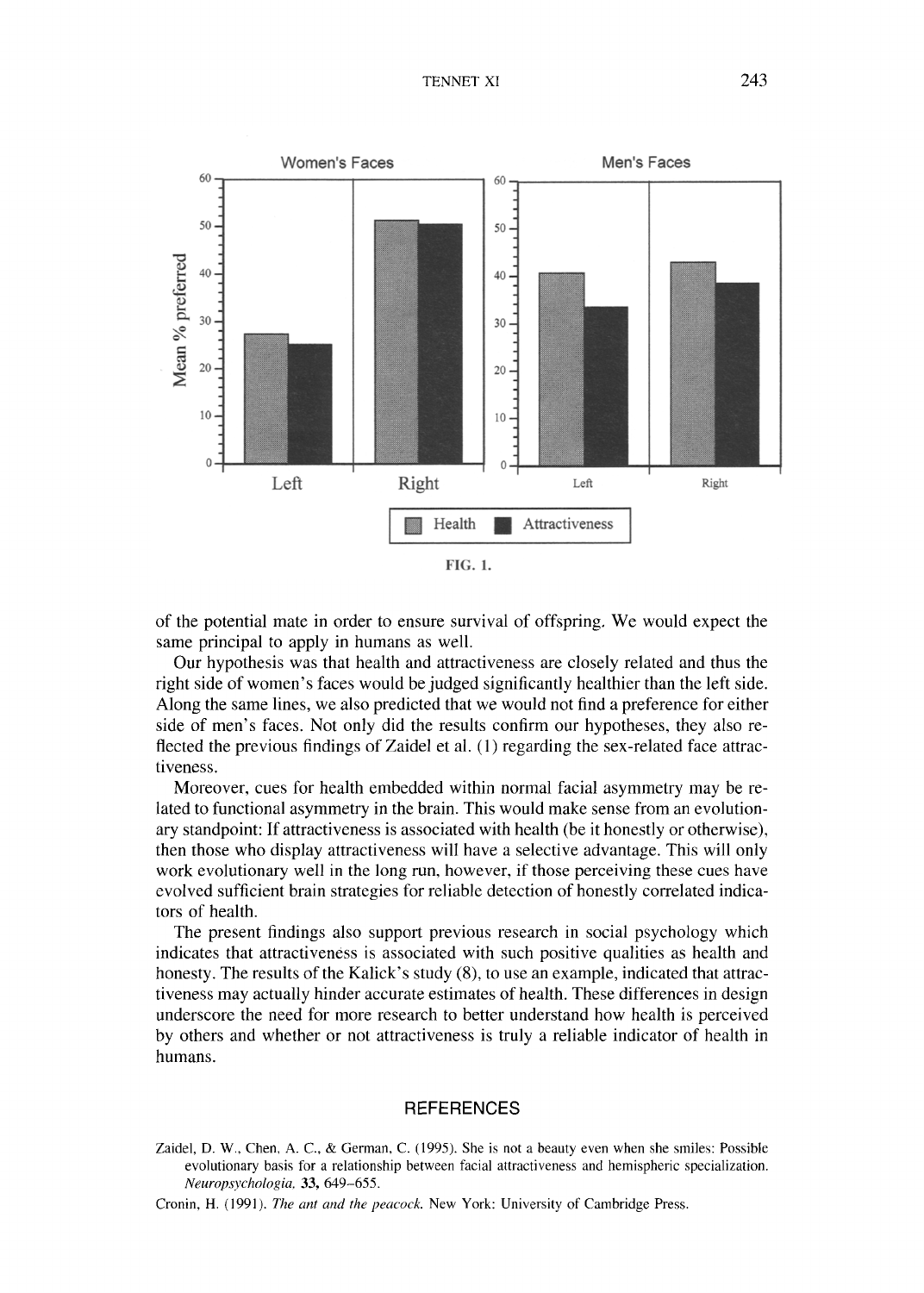FIG. 1.

of the potential mate in order to ensure survival of offspring. We would expect the same principal to apply in humans as well.

Our hypothesis was that health and attractiveness are closely related and thus the right side of women's faces would be judged significantly healthier than the left side. Along the same lines, we also predicted that we would not find a preference for either side of men's faces. Not only did the results confirm our hypotheses, they also reflected the previous findings of Zaidel et al. (1) regarding the sex-related face attractiveness.

Moreover, cues for health embedded within normal facial asymmetry may be related to functional asymmetry in the brain. This would make sense from an evolutionary standpoint: If attractiveness is associated with health (be it honestly or otherwise), then those who display attractiveness will have a selective advantage. This will only work evolutionary well in the long run, however, if those perceiving these cues have evolved sufficient brain strategies for reliable detection of honestly correlated indicators of health.

The present findings also support previous research in social psychology which indicates that attractiveness is associated with such positive qualities as health and honesty. The results of the Kalick's study (8), to use an example, indicated that attractiveness may actually hinder accurate estimates of health. These differences in design underscore the need for more research to better understand how health is perceived by others and whether or not attractiveness is truly a reliable indicator of health in humans.

## REFERENCES

Zaidel, D. W., Chen, A. C., & German, C. (1995). She is not a beauty even when she smiles: Possible evolutionary basis for a relationship between facial attractiveness and hemispheric specialization. *Neuropsychologia,* **33,** 649–655.

Cronin, H. (1991). *The ant and the peacock.* New York: University of Cambridge Press.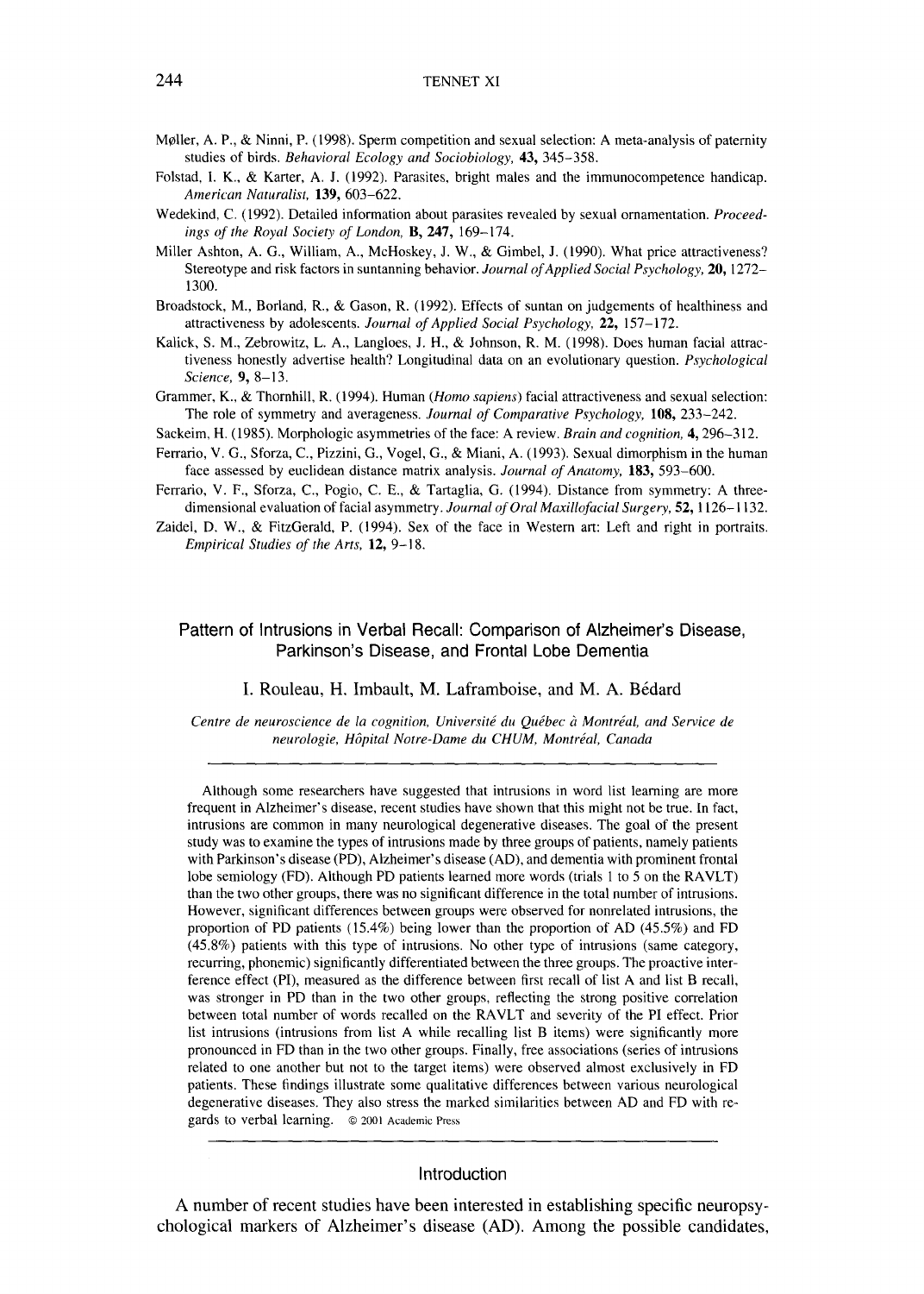Møller, A. P., & Ninni, P. (1998). Sperm competition and sexual selection: A meta-analysis of paternity studies of birds. *Behavioral Ecology and Sociobiology*, **43**, 345–358.

Folstad, I. K., & Karter, A. J. (1992). Parasites, bright males and the immunocompetence handicap. *American Naturalist*, **139**, 603–622.

Wedekind, C. (1992). Detailed information about parasites revealed by sexual ornamentation. *Proceedings of the Royal Society of London*, **B, 247**, 169–174.

Miller Ashton, A. G., William, A., McHoskey, J. W., & Gimbel, J. (1990). What price attractiveness? Stereotype and risk factors in suntanning behavior. *Journal of Applied Social Psychology*, **20**, 1272–1300.

Broadstock, M., Borland, R., & Gason, R. (1992). Effects of suntan on judgements of healthiness and attractiveness by adolescents. *Journal of Applied Social Psychology*, **22**, 157–172.

Kalick, S. M., Zebrowitz, L. A., Langloes, J. H., & Johnson, R. M. (1998). Does human facial attractiveness honestly advertise health? Longitudinal data on an evolutionary question. *Psychological Science*, **9**, 8–13.

Grammer, K., & Thornhill, R. (1994). Human (*Homo sapiens*) facial attractiveness and sexual selection: The role of symmetry and averageness. *Journal of Comparative Psychology*, **108**, 233–242.

Sackeim, H. (1985). Morphologic asymmetries of the face: A review. *Brain and cognition*, **4**, 296–312.

Ferrario, V. G., Sforza, C., Pizzini, G., Vogel, G., & Miani, A. (1993). Sexual dimorphism in the human face assessed by euclidean distance matrix analysis. *Journal of Anatomy*, **183**, 593–600.

Ferrario, V. F., Sforza, C., Pogio, C. E., & Tartaglia, G. (1994). Distance from symmetry: A three-dimensional evaluation of facial asymmetry. *Journal of Oral Maxillofacial Surgery*, **52**, 1126–1132.

Zaidel, D. W., & FitzGerald, P. (1994). Sex of the face in Western art: Left and right in portraits. *Empirical Studies of the Arts*, **12**, 9–18.

## Pattern of Intrusions in Verbal Recall: Comparison of Alzheimer's Disease, Parkinson's Disease, and Frontal Lobe Dementia

I. Rouleau, H. Imbault, M. Laframboise, and M. A. Bédard

*Centre de neuroscience de la cognition, Université du Québec à Montréal, and Service de neurologie, Hôpital Notre-Dame du CHUM, Montréal, Canada*

Although some researchers have suggested that intrusions in word list learning are more frequent in Alzheimer's disease, recent studies have shown that this might not be true. In fact, intrusions are common in many neurological degenerative diseases. The goal of the present study was to examine the types of intrusions made by three groups of patients, namely patients with Parkinson's disease (PD), Alzheimer's disease (AD), and dementia with prominent frontal lobe semiology (FD). Although PD patients learned more words (trials 1 to 5 on the RAVLT) than the two other groups, there was no significant difference in the total number of intrusions. However, significant differences between groups were observed for nonrelated intrusions, the proportion of PD patients (15.4%) being lower than the proportion of AD (45.5%) and FD (45.8%) patients with this type of intrusions. No other type of intrusions (same category, recurring, phonemic) significantly differentiated between the three groups. The proactive interference effect (PI), measured as the difference between first recall of list A and list B recall, was stronger in PD than in the two other groups, reflecting the strong positive correlation between total number of words recalled on the RAVLT and severity of the PI effect. Prior list intrusions (intrusions from list A while recalling list B items) were significantly more pronounced in FD than in the two other groups. Finally, free associations (series of intrusions related to one another but not to the target items) were observed almost exclusively in FD patients. These findings illustrate some qualitative differences between various neurological degenerative diseases. They also stress the marked similarities between AD and FD with regards to verbal learning. © 2001 Academic Press

### Introduction

A number of recent studies have been interested in establishing specific neuropsychological markers of Alzheimer's disease (AD). Among the possible candidates,